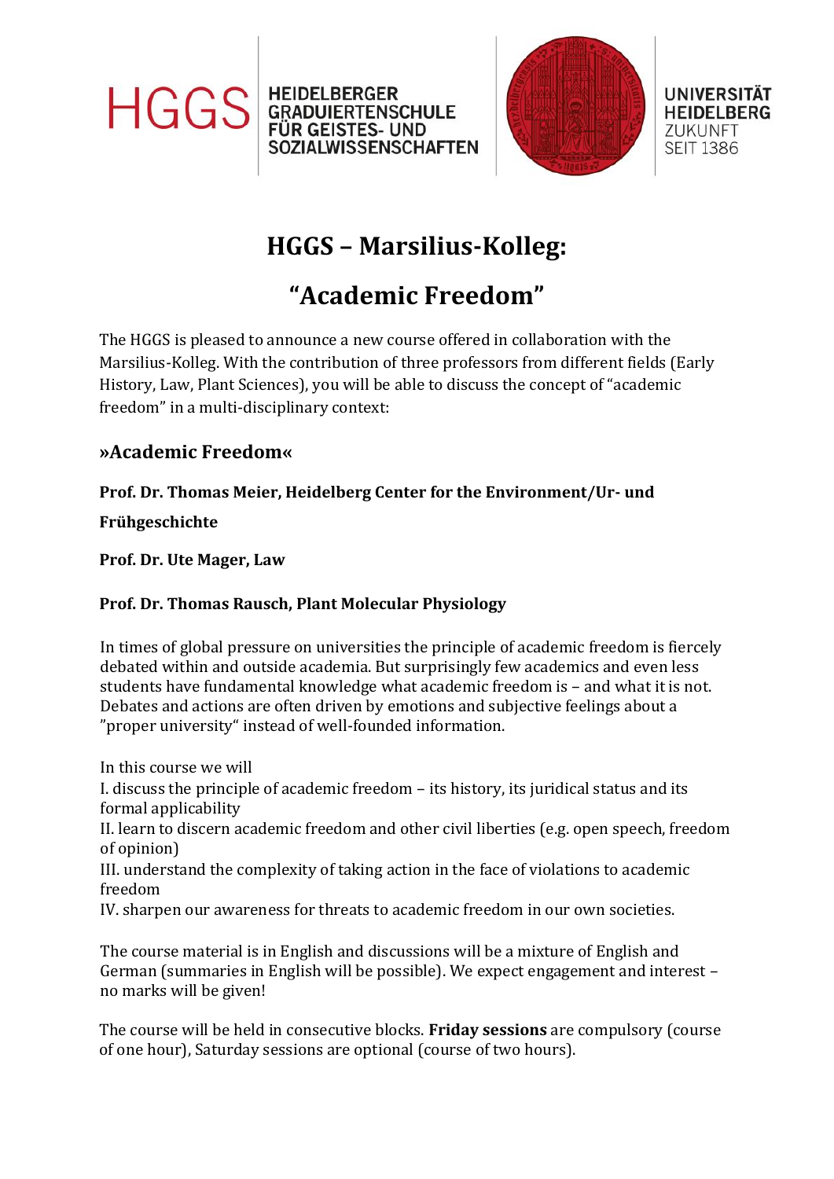HGGS HEIDELBERGER GRADUIERTENSCHULE FÜR GEISTES- UND SOZIALWISSENSCHAFTEN

UNIVERSITÄT HEIDELBERG ZUKUNFT SEIT 1386

# HGGS – Marsilius-Kolleg:

# "Academic Freedom"

The HGGS is pleased to announce a new course offered in collaboration with the Marsilius-Kolleg. With the contribution of three professors from different fields (Early History, Law, Plant Sciences), you will be able to discuss the concept of "academic freedom" in a multi-disciplinary context:

## »Academic Freedom«

**Prof. Dr. Thomas Meier, Heidelberg Center for the Environment/Ur- und Frühgeschichte**

**Prof. Dr. Ute Mager, Law**

**Prof. Dr. Thomas Rausch, Plant Molecular Physiology**

In times of global pressure on universities the principle of academic freedom is fiercely debated within and outside academia. But surprisingly few academics and even less students have fundamental knowledge what academic freedom is – and what it is not. Debates and actions are often driven by emotions and subjective feelings about a "proper university" instead of well-founded information.

In this course we will
I. discuss the principle of academic freedom – its history, its juridical status and its formal applicability
II. learn to discern academic freedom and other civil liberties (e.g. open speech, freedom of opinion)
III. understand the complexity of taking action in the face of violations to academic freedom
IV. sharpen our awareness for threats to academic freedom in our own societies.

The course material is in English and discussions will be a mixture of English and German (summaries in English will be possible). We expect engagement and interest – no marks will be given!

The course will be held in consecutive blocks. **Friday sessions** are compulsory (course of one hour), Saturday sessions are optional (course of two hours).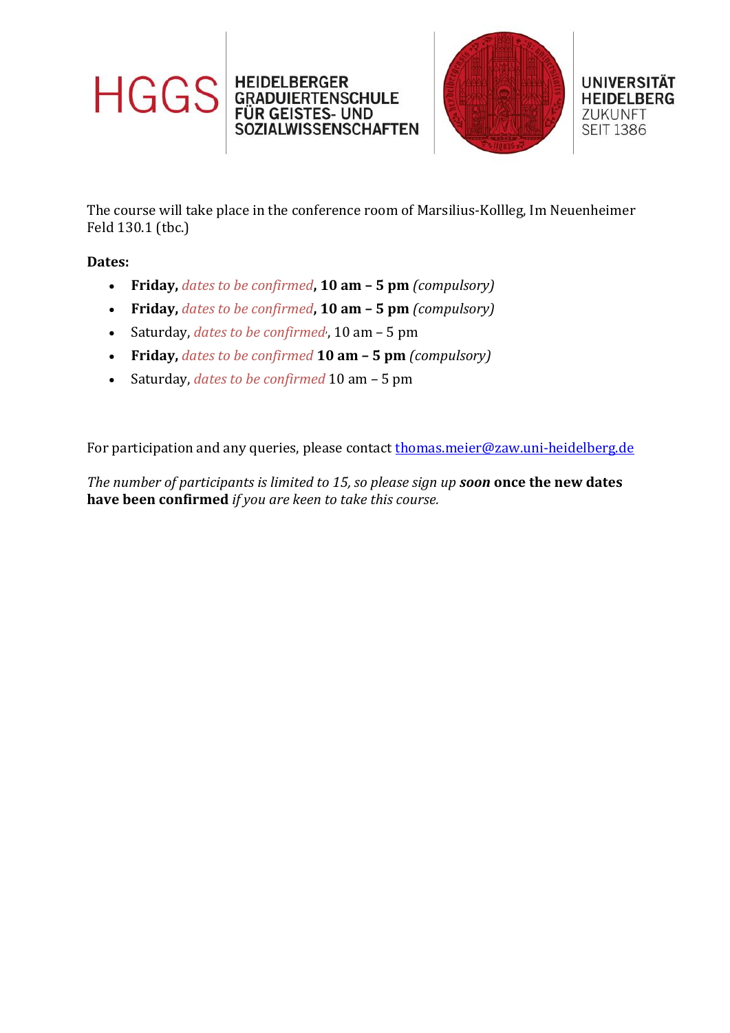The course will take place in the conference room of Marsilius-Kollleg, Im Neuenheimer Feld 130.1 (tbc.)

**Dates:**

- **Friday,** *dates to be confirmed*, **10 am – 5 pm** *(compulsory)*
- **Friday,** *dates to be confirmed*, **10 am – 5 pm** *(compulsory)*
- Saturday, *dates to be confirmed*, 10 am – 5 pm
- **Friday,** *dates to be confirmed* **10 am – 5 pm** *(compulsory)*
- Saturday, *dates to be confirmed* 10 am – 5 pm

For participation and any queries, please contact [thomas.meier@zaw.uni-heidelberg.de](mailto:thomas.meier@zaw.uni-heidelberg.de)

*The number of participants is limited to 15, so please sign up* ***soon*** **once the new dates have been confirmed** *if you are keen to take this course.*